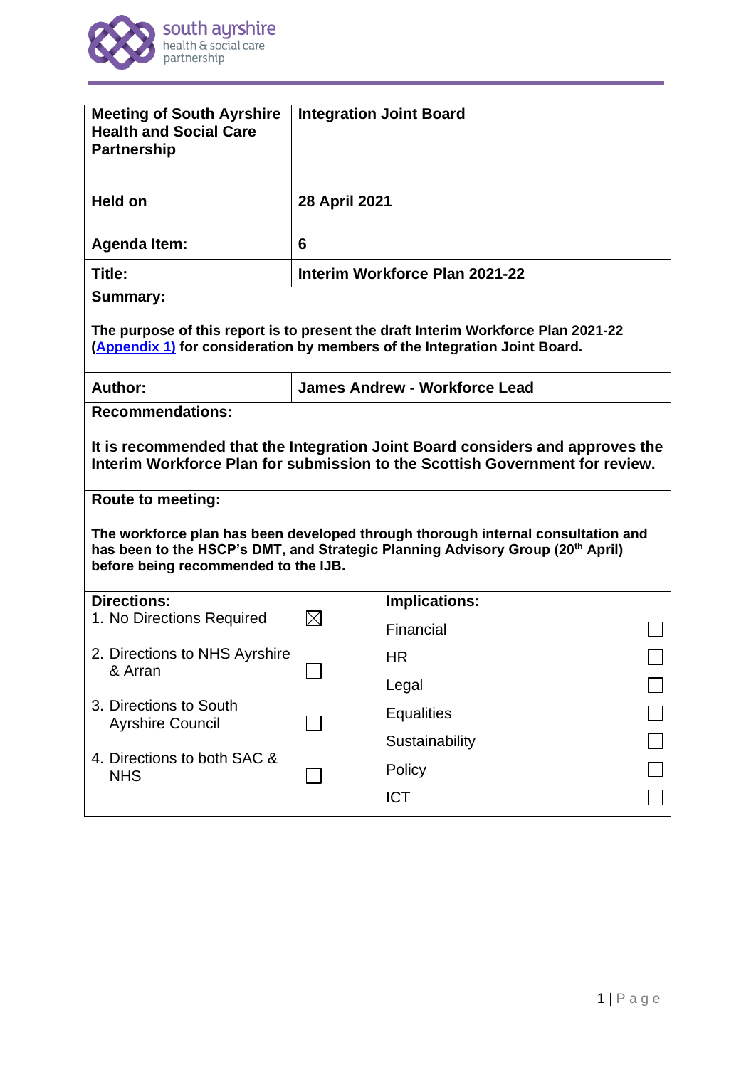| | |
|---|---|
| **Meeting of South Ayrshire Health and Social Care Partnership** | **Integration Joint Board** |
| **Held on** | **28 April 2021** |
| **Agenda Item:** | **6** |
| **Title:** | **Interim Workforce Plan 2021-22** |

**Summary:**

**The purpose of this report is to present the draft Interim Workforce Plan 2021-22 (Appendix 1) for consideration by members of the Integration Joint Board.**

| | |
|---|---|
| **Author:** | **James Andrew - Workforce Lead** |

**Recommendations:**

**It is recommended that the Integration Joint Board considers and approves the Interim Workforce Plan for submission to the Scottish Government for review.**

**Route to meeting:**

**The workforce plan has been developed through thorough internal consultation and has been to the HSCP's DMT, and Strategic Planning Advisory Group (20th April) before being recommended to the IJB.**

| **Directions:** | | **Implications:** | |
|---|---|---|---|
| 1. No Directions Required | ☒ | Financial | ☐ |
| 2. Directions to NHS Ayrshire & Arran | ☐ | HR | ☐ |
| 3. Directions to South Ayrshire Council | ☐ | Legal | ☐ |
| 4. Directions to both SAC & NHS | ☐ | Equalities | ☐ |
| | | Sustainability | ☐ |
| | | Policy | ☐ |
| | | ICT | ☐ |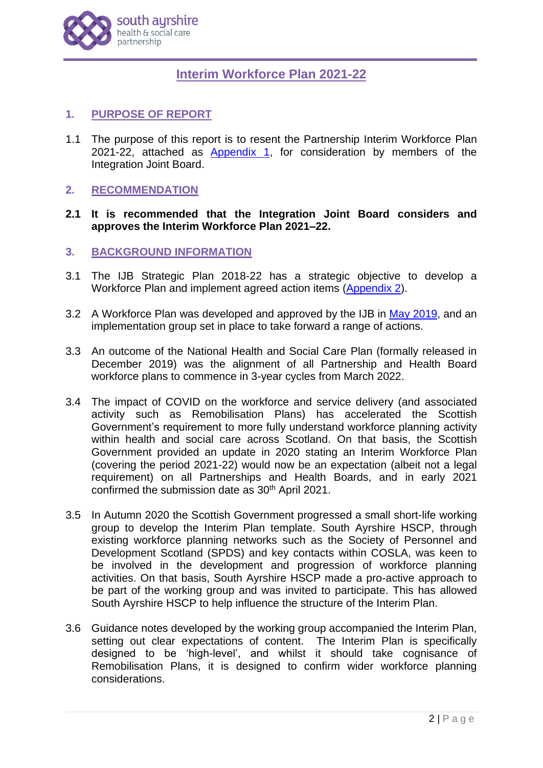# Interim Workforce Plan 2021-22

## 1. PURPOSE OF REPORT

1.1 The purpose of this report is to resent the Partnership Interim Workforce Plan 2021-22, attached as Appendix 1, for consideration by members of the Integration Joint Board.

## 2. RECOMMENDATION

**2.1 It is recommended that the Integration Joint Board considers and approves the Interim Workforce Plan 2021–22.**

## 3. BACKGROUND INFORMATION

3.1 The IJB Strategic Plan 2018-22 has a strategic objective to develop a Workforce Plan and implement agreed action items (Appendix 2).

3.2 A Workforce Plan was developed and approved by the IJB in May 2019, and an implementation group set in place to take forward a range of actions.

3.3 An outcome of the National Health and Social Care Plan (formally released in December 2019) was the alignment of all Partnership and Health Board workforce plans to commence in 3-year cycles from March 2022.

3.4 The impact of COVID on the workforce and service delivery (and associated activity such as Remobilisation Plans) has accelerated the Scottish Government's requirement to more fully understand workforce planning activity within health and social care across Scotland. On that basis, the Scottish Government provided an update in 2020 stating an Interim Workforce Plan (covering the period 2021-22) would now be an expectation (albeit not a legal requirement) on all Partnerships and Health Boards, and in early 2021 confirmed the submission date as 30th April 2021.

3.5 In Autumn 2020 the Scottish Government progressed a small short-life working group to develop the Interim Plan template. South Ayrshire HSCP, through existing workforce planning networks such as the Society of Personnel and Development Scotland (SPDS) and key contacts within COSLA, was keen to be involved in the development and progression of workforce planning activities. On that basis, South Ayrshire HSCP made a pro-active approach to be part of the working group and was invited to participate. This has allowed South Ayrshire HSCP to help influence the structure of the Interim Plan.

3.6 Guidance notes developed by the working group accompanied the Interim Plan, setting out clear expectations of content. The Interim Plan is specifically designed to be 'high-level', and whilst it should take cognisance of Remobilisation Plans, it is designed to confirm wider workforce planning considerations.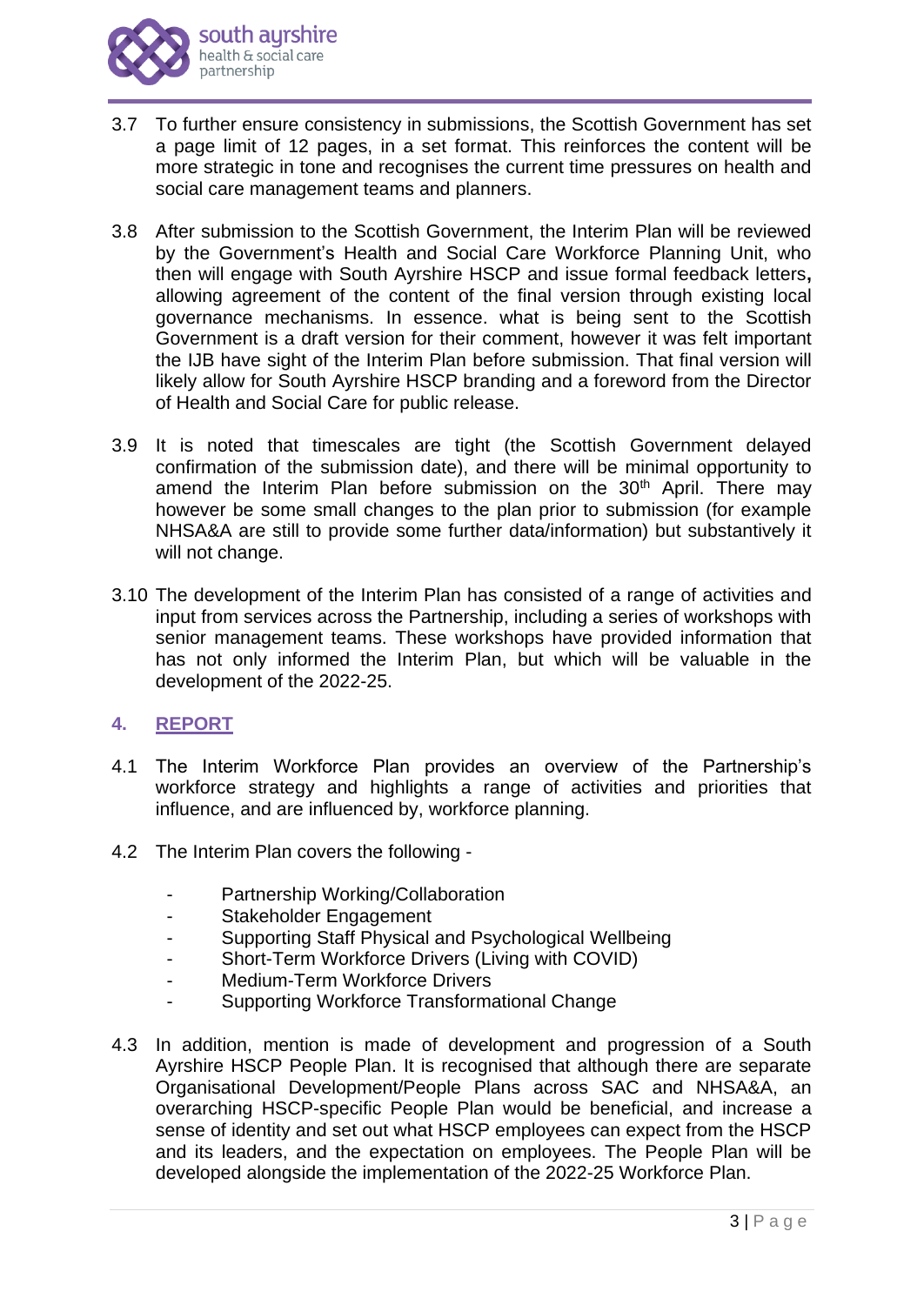3.7 To further ensure consistency in submissions, the Scottish Government has set a page limit of 12 pages, in a set format. This reinforces the content will be more strategic in tone and recognises the current time pressures on health and social care management teams and planners.

3.8 After submission to the Scottish Government, the Interim Plan will be reviewed by the Government's Health and Social Care Workforce Planning Unit, who then will engage with South Ayrshire HSCP and issue formal feedback letters**,** allowing agreement of the content of the final version through existing local governance mechanisms. In essence. what is being sent to the Scottish Government is a draft version for their comment, however it was felt important the IJB have sight of the Interim Plan before submission. That final version will likely allow for South Ayrshire HSCP branding and a foreword from the Director of Health and Social Care for public release.

3.9 It is noted that timescales are tight (the Scottish Government delayed confirmation of the submission date), and there will be minimal opportunity to amend the Interim Plan before submission on the 30th April. There may however be some small changes to the plan prior to submission (for example NHSA&A are still to provide some further data/information) but substantively it will not change.

3.10 The development of the Interim Plan has consisted of a range of activities and input from services across the Partnership, including a series of workshops with senior management teams. These workshops have provided information that has not only informed the Interim Plan, but which will be valuable in the development of the 2022-25.

## 4. REPORT

4.1 The Interim Workforce Plan provides an overview of the Partnership's workforce strategy and highlights a range of activities and priorities that influence, and are influenced by, workforce planning.

4.2 The Interim Plan covers the following -

- Partnership Working/Collaboration
- Stakeholder Engagement
- Supporting Staff Physical and Psychological Wellbeing
- Short-Term Workforce Drivers (Living with COVID)
- Medium-Term Workforce Drivers
- Supporting Workforce Transformational Change

4.3 In addition, mention is made of development and progression of a South Ayrshire HSCP People Plan. It is recognised that although there are separate Organisational Development/People Plans across SAC and NHSA&A, an overarching HSCP-specific People Plan would be beneficial, and increase a sense of identity and set out what HSCP employees can expect from the HSCP and its leaders, and the expectation on employees. The People Plan will be developed alongside the implementation of the 2022-25 Workforce Plan.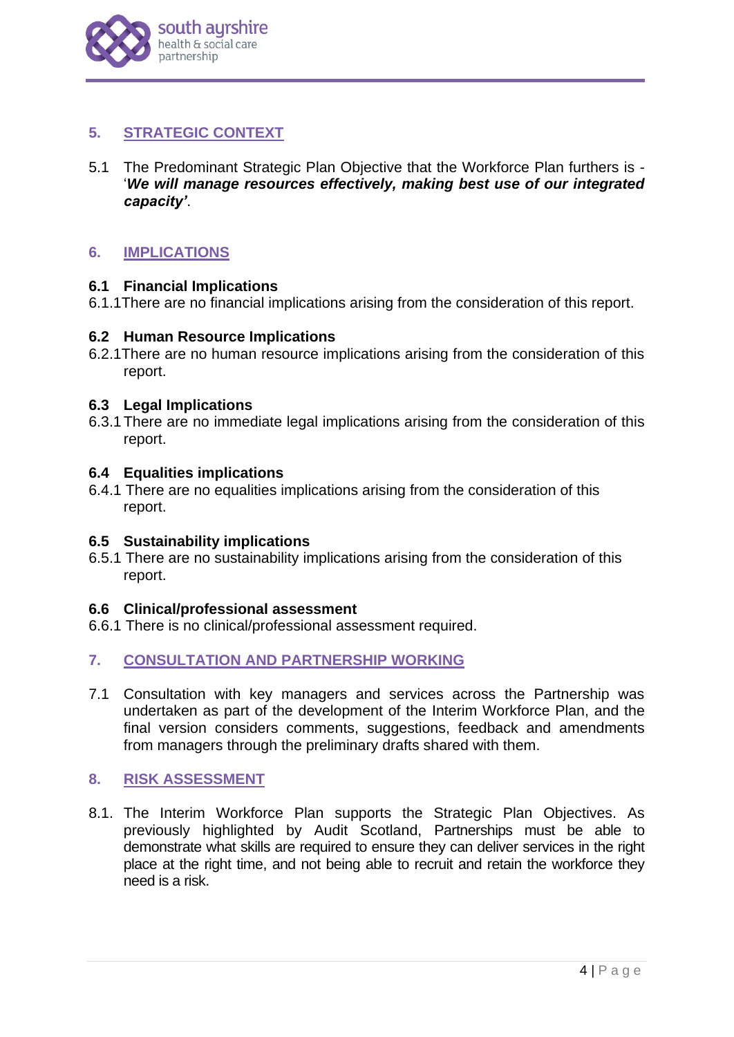## 5. STRATEGIC CONTEXT

5.1 The Predominant Strategic Plan Objective that the Workforce Plan furthers is - '***We will manage resources effectively, making best use of our integrated capacity'***.

## 6. IMPLICATIONS

### 6.1 Financial Implications

6.1.1 There are no financial implications arising from the consideration of this report.

### 6.2 Human Resource Implications

6.2.1 There are no human resource implications arising from the consideration of this report.

### 6.3 Legal Implications

6.3.1 There are no immediate legal implications arising from the consideration of this report.

### 6.4 Equalities implications

6.4.1 There are no equalities implications arising from the consideration of this report.

### 6.5 Sustainability implications

6.5.1 There are no sustainability implications arising from the consideration of this report.

### 6.6 Clinical/professional assessment

6.6.1 There is no clinical/professional assessment required.

## 7. CONSULTATION AND PARTNERSHIP WORKING

7.1 Consultation with key managers and services across the Partnership was undertaken as part of the development of the Interim Workforce Plan, and the final version considers comments, suggestions, feedback and amendments from managers through the preliminary drafts shared with them.

## 8. RISK ASSESSMENT

8.1. The Interim Workforce Plan supports the Strategic Plan Objectives. As previously highlighted by Audit Scotland, Partnerships must be able to demonstrate what skills are required to ensure they can deliver services in the right place at the right time, and not being able to recruit and retain the workforce they need is a risk.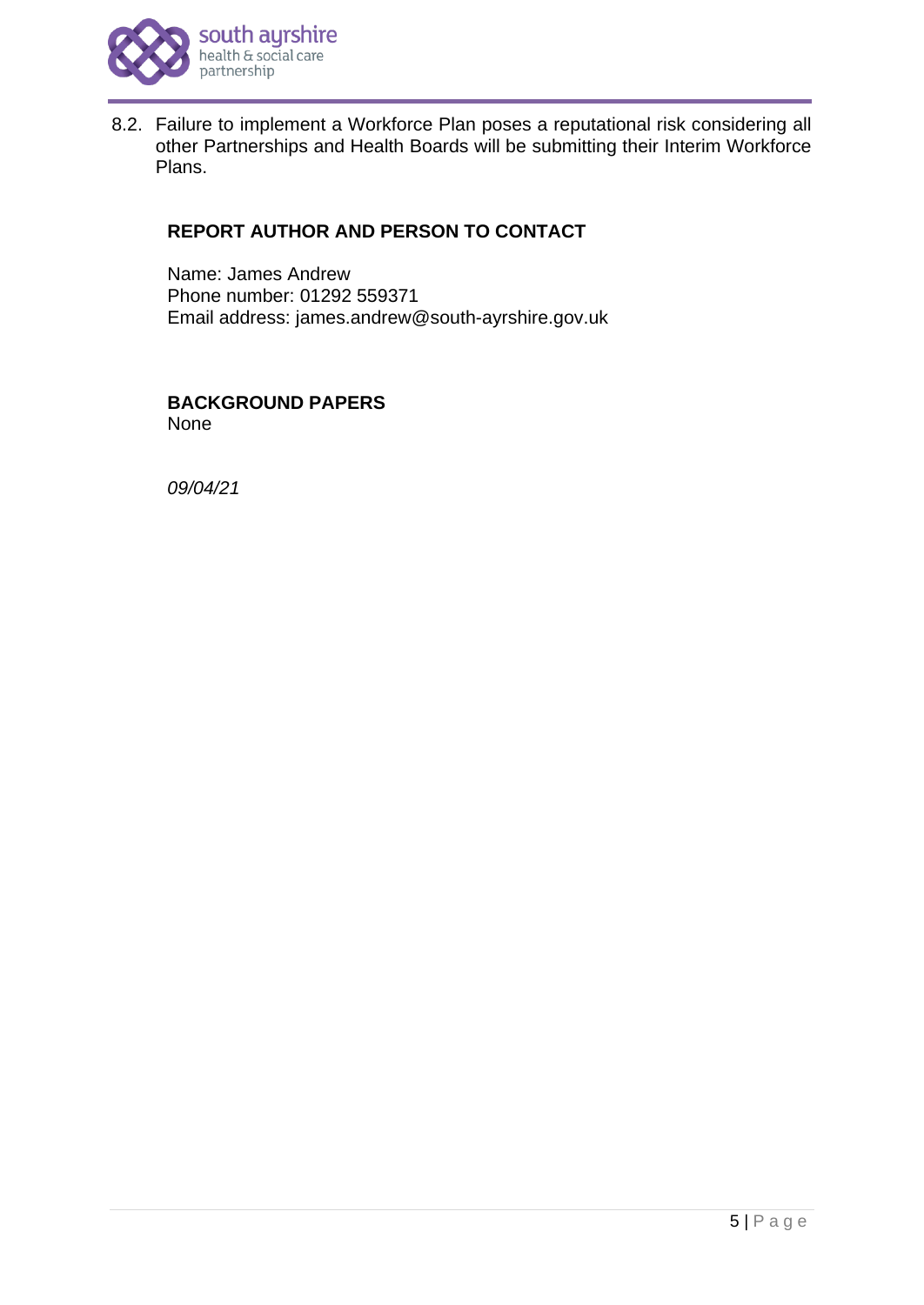8.2. Failure to implement a Workforce Plan poses a reputational risk considering all other Partnerships and Health Boards will be submitting their Interim Workforce Plans.

## REPORT AUTHOR AND PERSON TO CONTACT

Name: James Andrew
Phone number: 01292 559371
Email address: james.andrew@south-ayrshire.gov.uk

## BACKGROUND PAPERS

None

*09/04/21*